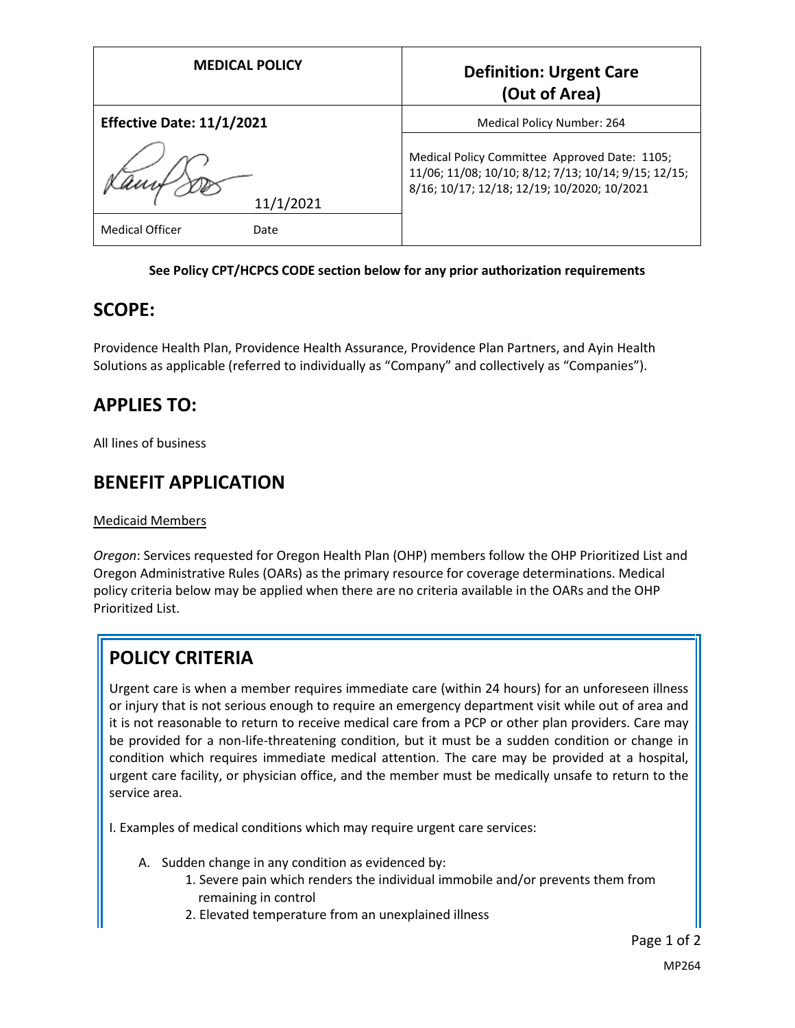| MEDICAL POLICY | Definition: Urgent Care (Out of Area) |
| --- | --- |
| **Effective Date: 11/1/2021** | Medical Policy Number: 264 |
| 11/1/2021 | Medical Policy Committee Approved Date: 1105; 11/06; 11/08; 10/10; 8/12; 7/13; 10/14; 9/15; 12/15; 8/16; 10/17; 12/18; 12/19; 10/2020; 10/2021 |
| Medical Officer Date | |

**See Policy CPT/HCPCS CODE section below for any prior authorization requirements**

## SCOPE:

Providence Health Plan, Providence Health Assurance, Providence Plan Partners, and Ayin Health Solutions as applicable (referred to individually as "Company" and collectively as "Companies").

## APPLIES TO:

All lines of business

## BENEFIT APPLICATION

Medicaid Members

*Oregon*: Services requested for Oregon Health Plan (OHP) members follow the OHP Prioritized List and Oregon Administrative Rules (OARs) as the primary resource for coverage determinations. Medical policy criteria below may be applied when there are no criteria available in the OARs and the OHP Prioritized List.

## POLICY CRITERIA

Urgent care is when a member requires immediate care (within 24 hours) for an unforeseen illness or injury that is not serious enough to require an emergency department visit while out of area and it is not reasonable to return to receive medical care from a PCP or other plan providers. Care may be provided for a non-life-threatening condition, but it must be a sudden condition or change in condition which requires immediate medical attention. The care may be provided at a hospital, urgent care facility, or physician office, and the member must be medically unsafe to return to the service area.

I. Examples of medical conditions which may require urgent care services:

- A. Sudden change in any condition as evidenced by:
  1. Severe pain which renders the individual immobile and/or prevents them from remaining in control
  2. Elevated temperature from an unexplained illness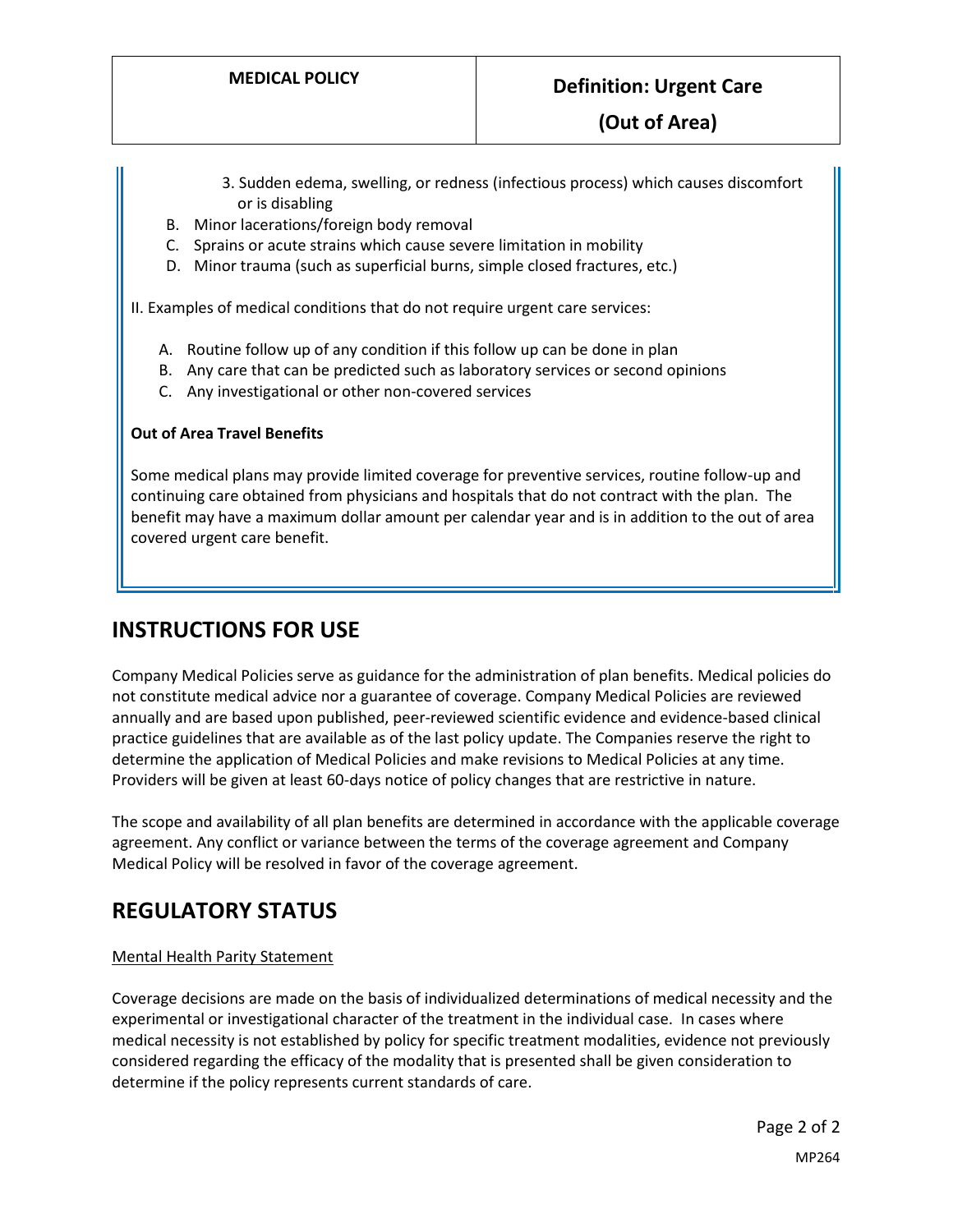3. Sudden edema, swelling, or redness (infectious process) which causes discomfort or is disabling

B. Minor lacerations/foreign body removal

C. Sprains or acute strains which cause severe limitation in mobility

D. Minor trauma (such as superficial burns, simple closed fractures, etc.)

II. Examples of medical conditions that do not require urgent care services:

A. Routine follow up of any condition if this follow up can be done in plan

B. Any care that can be predicted such as laboratory services or second opinions

C. Any investigational or other non-covered services

**Out of Area Travel Benefits**

Some medical plans may provide limited coverage for preventive services, routine follow-up and continuing care obtained from physicians and hospitals that do not contract with the plan. The benefit may have a maximum dollar amount per calendar year and is in addition to the out of area covered urgent care benefit.

# INSTRUCTIONS FOR USE

Company Medical Policies serve as guidance for the administration of plan benefits. Medical policies do not constitute medical advice nor a guarantee of coverage. Company Medical Policies are reviewed annually and are based upon published, peer-reviewed scientific evidence and evidence-based clinical practice guidelines that are available as of the last policy update. The Companies reserve the right to determine the application of Medical Policies and make revisions to Medical Policies at any time. Providers will be given at least 60-days notice of policy changes that are restrictive in nature.

The scope and availability of all plan benefits are determined in accordance with the applicable coverage agreement. Any conflict or variance between the terms of the coverage agreement and Company Medical Policy will be resolved in favor of the coverage agreement.

# REGULATORY STATUS

Mental Health Parity Statement

Coverage decisions are made on the basis of individualized determinations of medical necessity and the experimental or investigational character of the treatment in the individual case. In cases where medical necessity is not established by policy for specific treatment modalities, evidence not previously considered regarding the efficacy of the modality that is presented shall be given consideration to determine if the policy represents current standards of care.